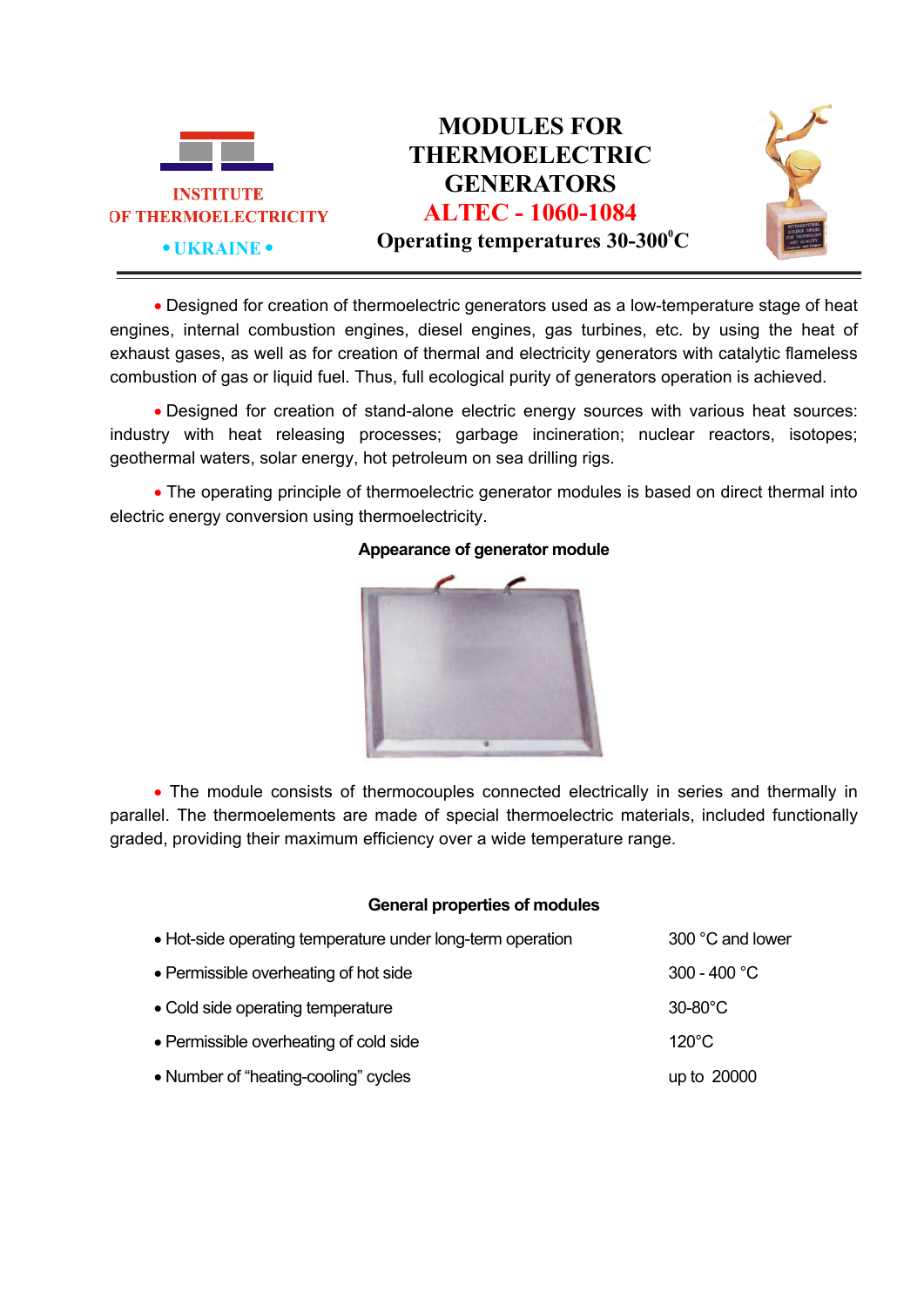INSTITUTE OF THERMOELECTRICITY

• UKRAINE •

# MODULES FOR THERMOELECTRIC GENERATORS

## ALTEC - 1060-1084

### Operating temperatures 30-300$^0$C

• Designed for creation of thermoelectric generators used as a low-temperature stage of heat engines, internal combustion engines, diesel engines, gas turbines, etc. by using the heat of exhaust gases, as well as for creation of thermal and electricity generators with catalytic flameless combustion of gas or liquid fuel. Thus, full ecological purity of generators operation is achieved.

• Designed for creation of stand-alone electric energy sources with various heat sources: industry with heat releasing processes; garbage incineration; nuclear reactors, isotopes; geothermal waters, solar energy, hot petroleum on sea drilling rigs.

• The operating principle of thermoelectric generator modules is based on direct thermal into electric energy conversion using thermoelectricity.

**Appearance of generator module**

• The module consists of thermocouples connected electrically in series and thermally in parallel. The thermoelements are made of special thermoelectric materials, included functionally graded, providing their maximum efficiency over a wide temperature range.

**General properties of modules**

| Property | Value |
|---|---|
| • Hot-side operating temperature under long-term operation | 300 °C and lower |
| • Permissible overheating of hot side | 300 - 400 °C |
| • Cold side operating temperature | 30-80°C |
| • Permissible overheating of cold side | 120°C |
| • Number of "heating-cooling" cycles | up to 20000 |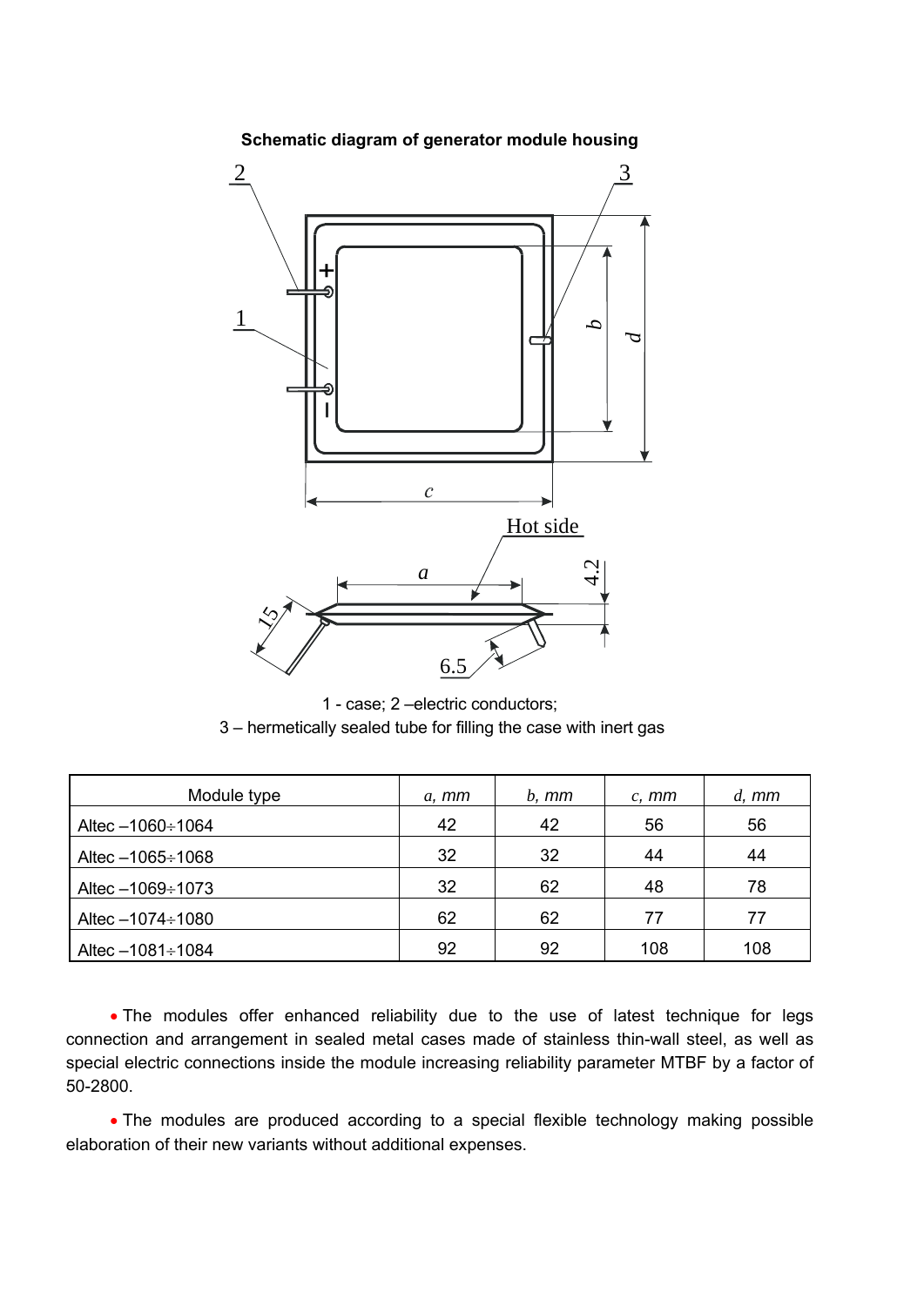**Schematic diagram of generator module housing**

1 - case; 2 –electric conductors;
3 – hermetically sealed tube for filling the case with inert gas

| Module type | *a, mm* | *b, mm* | *c, mm* | *d, mm* |
|---|---|---|---|---|
| Altec –1060÷1064 | 42 | 42 | 56 | 56 |
| Altec –1065÷1068 | 32 | 32 | 44 | 44 |
| Altec –1069÷1073 | 32 | 62 | 48 | 78 |
| Altec –1074÷1080 | 62 | 62 | 77 | 77 |
| Altec –1081÷1084 | 92 | 92 | 108 | 108 |

- The modules offer enhanced reliability due to the use of latest technique for legs connection and arrangement in sealed metal cases made of stainless thin-wall steel, as well as special electric connections inside the module increasing reliability parameter MTBF by a factor of 50-2800.

- The modules are produced according to a special flexible technology making possible elaboration of their new variants without additional expenses.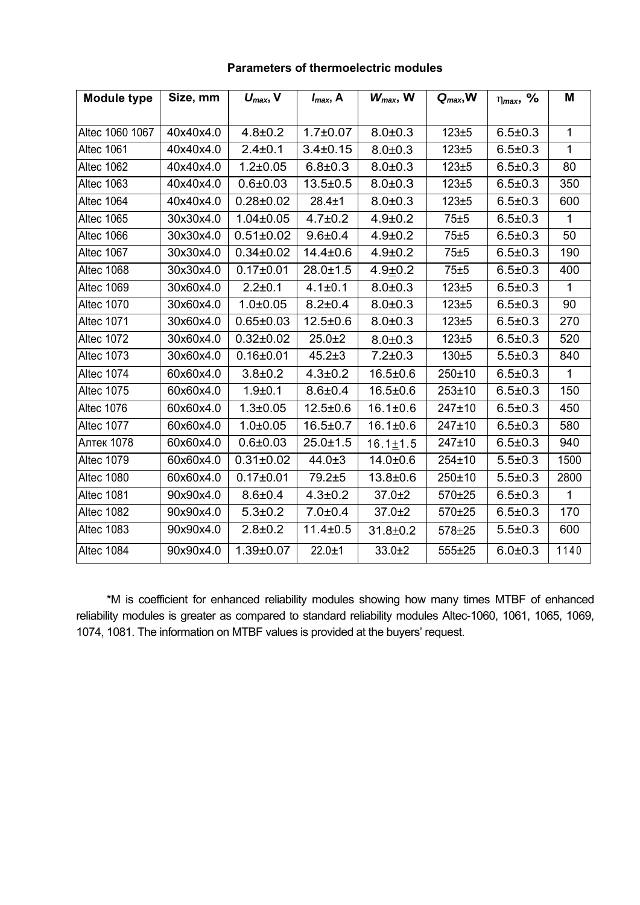**Parameters of thermoelectric modules**

| Module type | Size, mm | $U_{max}$, V | $I_{max}$, A | $W_{max}$, W | $Q_{max}$,W | $\eta_{max}$, % | M |
|---|---|---|---|---|---|---|---|
| Altec 1060 1067 | 40x40x4.0 | 4.8±0.2 | 1.7±0.07 | 8.0±0.3 | 123±5 | 6.5±0.3 | 1 |
| Altec 1061 | 40x40x4.0 | 2.4±0.1 | 3.4±0.15 | 8.0±0.3 | 123±5 | 6.5±0.3 | 1 |
| Altec 1062 | 40x40x4.0 | 1.2±0.05 | 6.8±0.3 | 8.0±0.3 | 123±5 | 6.5±0.3 | 80 |
| Altec 1063 | 40x40x4.0 | 0.6±0.03 | 13.5±0.5 | 8.0±0.3 | 123±5 | 6.5±0.3 | 350 |
| Altec 1064 | 40x40x4.0 | 0.28±0.02 | 28.4±1 | 8.0±0.3 | 123±5 | 6.5±0.3 | 600 |
| Altec 1065 | 30x30x4.0 | 1.04±0.05 | 4.7±0.2 | 4.9±0.2 | 75±5 | 6.5±0.3 | 1 |
| Altec 1066 | 30x30x4.0 | 0.51±0.02 | 9.6±0.4 | 4.9±0.2 | 75±5 | 6.5±0.3 | 50 |
| Altec 1067 | 30x30x4.0 | 0.34±0.02 | 14.4±0.6 | 4.9±0.2 | 75±5 | 6.5±0.3 | 190 |
| Altec 1068 | 30x30x4.0 | 0.17±0.01 | 28.0±1.5 | 4.9±0.2 | 75±5 | 6.5±0.3 | 400 |
| Altec 1069 | 30x60x4.0 | 2.2±0.1 | 4.1±0.1 | 8.0±0.3 | 123±5 | 6.5±0.3 | 1 |
| Altec 1070 | 30x60x4.0 | 1.0±0.05 | 8.2±0.4 | 8.0±0.3 | 123±5 | 6.5±0.3 | 90 |
| Altec 1071 | 30x60x4.0 | 0.65±0.03 | 12.5±0.6 | 8.0±0.3 | 123±5 | 6.5±0.3 | 270 |
| Altec 1072 | 30x60x4.0 | 0.32±0.02 | 25.0±2 | 8.0±0.3 | 123±5 | 6.5±0.3 | 520 |
| Altec 1073 | 30x60x4.0 | 0.16±0.01 | 45.2±3 | 7.2±0.3 | 130±5 | 5.5±0.3 | 840 |
| Altec 1074 | 60x60x4.0 | 3.8±0.2 | 4.3±0.2 | 16.5±0.6 | 250±10 | 6.5±0.3 | 1 |
| Altec 1075 | 60x60x4.0 | 1.9±0.1 | 8.6±0.4 | 16.5±0.6 | 253±10 | 6.5±0.3 | 150 |
| Altec 1076 | 60x60x4.0 | 1.3±0.05 | 12.5±0.6 | 16.1±0.6 | 247±10 | 6.5±0.3 | 450 |
| Altec 1077 | 60x60x4.0 | 1.0±0.05 | 16.5±0.7 | 16.1±0.6 | 247±10 | 6.5±0.3 | 580 |
| Алтек 1078 | 60x60x4.0 | 0.6±0.03 | 25.0±1.5 | 16.1±1.5 | 247±10 | 6.5±0.3 | 940 |
| Altec 1079 | 60x60x4.0 | 0.31±0.02 | 44.0±3 | 14.0±0.6 | 254±10 | 5.5±0.3 | 1500 |
| Altec 1080 | 60x60x4.0 | 0.17±0.01 | 79.2±5 | 13.8±0.6 | 250±10 | 5.5±0.3 | 2800 |
| Altec 1081 | 90x90x4.0 | 8.6±0.4 | 4.3±0.2 | 37.0±2 | 570±25 | 6.5±0.3 | 1 |
| Altec 1082 | 90x90x4.0 | 5.3±0.2 | 7.0±0.4 | 37.0±2 | 570±25 | 6.5±0.3 | 170 |
| Altec 1083 | 90x90x4.0 | 2.8±0.2 | 11.4±0.5 | 31.8±0.2 | 578±25 | 5.5±0.3 | 600 |
| Altec 1084 | 90x90x4.0 | 1.39±0.07 | 22.0±1 | 33.0±2 | 555±25 | 6.0±0.3 | 1140 |

*M is coefficient for enhanced reliability modules showing how many times MTBF of enhanced reliability modules is greater as compared to standard reliability modules Altec-1060, 1061, 1065, 1069, 1074, 1081. The information on MTBF values is provided at the buyers' request.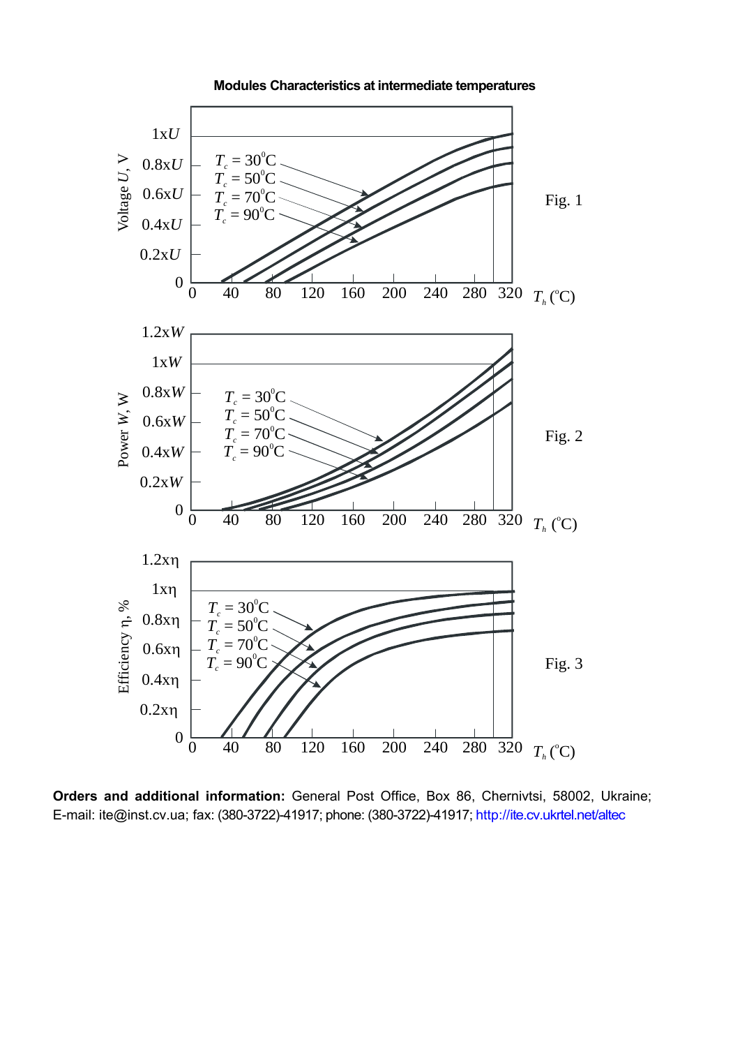**Modules Characteristics at intermediate temperatures**

Fig. 1

Voltage $U$, V

1x$U$

0.8x$U$

0.6x$U$

0.4x$U$

0.2x$U$

0

$T_c = 30^0$C

$T_c = 50^0$C

$T_c = 70^0$C

$T_c = 90^0$C

0 40 80 120 160 200 240 280 320 $T_h$ (°C)

Fig. 2

Power $W$, W

1.2x$W$

1x$W$

0.8x$W$

0.6x$W$

0.4x$W$

0.2x$W$

0

$T_c = 30^0$C

$T_c = 50^0$C

$T_c = 70^0$C

$T_c = 90^0$C

0 40 80 120 160 200 240 280 320 $T_h$ (°C)

Fig. 3

Efficiency η, %

1.2xη

1xη

0.8xη

0.6xη

0.4xη

0.2xη

0

$T_c = 30^0$C

$T_c = 50^0$C

$T_c = 70^0$C

$T_c = 90^0$C

0 40 80 120 160 200 240 280 320 $T_h$ (°C)

**Orders and additional information:** General Post Office, Box 86, Chernivtsi, 58002, Ukraine; E-mail: ite@inst.cv.ua; fax: (380-3722)-41917; phone: (380-3722)-41917; http://ite.cv.ukrtel.net/altec